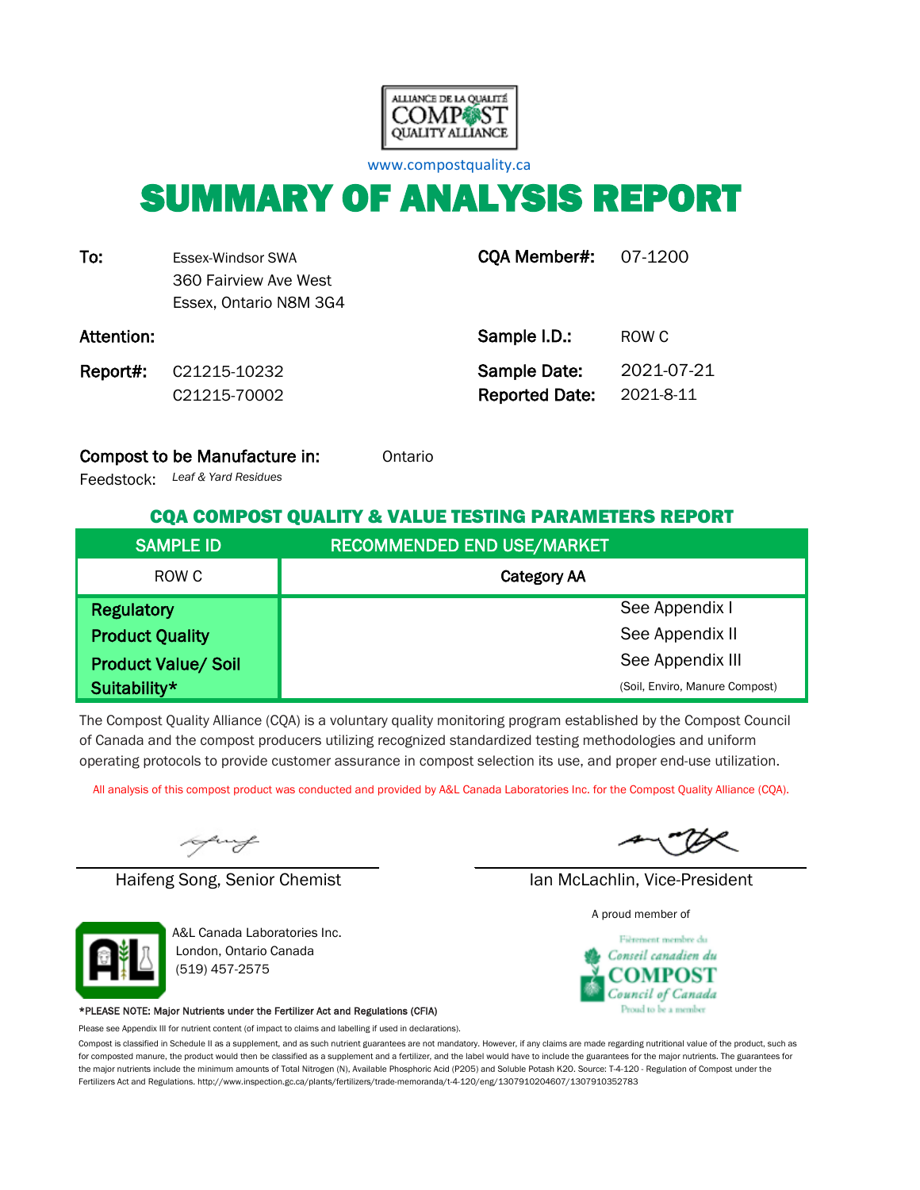ALLIANCE DE LA QUALITÉ COMPOST QUALITY ALLIANCE

www.compostquality.ca

# SUMMARY OF ANALYSIS REPORT

**To:** Essex-Windsor SWA
360 Fairview Ave West
Essex, Ontario N8M 3G4

**CQA Member#:** 07-1200

**Attention:**

**Sample I.D.:** ROW C

**Report#:** C21215-10232
C21215-70002

**Sample Date:** 2021-07-21
**Reported Date:** 2021-8-11

**Compost to be Manufacture in:** Ontario

Feedstock: *Leaf & Yard Residues*

## CQA COMPOST QUALITY & VALUE TESTING PARAMETERS REPORT

| SAMPLE ID | RECOMMENDED END USE/MARKET |
|---|---|
| ROW C | **Category AA** |
| **Regulatory** | See Appendix I |
| **Product Quality** | See Appendix II |
| **Product Value/ Soil Suitability*** | See Appendix III (Soil, Enviro, Manure Compost) |

The Compost Quality Alliance (CQA) is a voluntary quality monitoring program established by the Compost Council of Canada and the compost producers utilizing recognized standardized testing methodologies and uniform operating protocols to provide customer assurance in compost selection its use, and proper end-use utilization.

All analysis of this compost product was conducted and provided by A&L Canada Laboratories Inc. for the Compost Quality Alliance (CQA).

Haifeng Song, Senior Chemist

Ian McLachlin, Vice-President

A&L Canada Laboratories Inc.
London, Ontario Canada
(519) 457-2575

A proud member of
Fièrement membre du Conseil canadien du COMPOST Council of Canada — Proud to be a member

*PLEASE NOTE: Major Nutrients under the Fertilizer Act and Regulations (CFIA)

Please see Appendix III for nutrient content (of impact to claims and labelling if used in declarations).

Compost is classified in Schedule II as a supplement, and as such nutrient guarantees are not mandatory. However, if any claims are made regarding nutritional value of the product, such as for composted manure, the product would then be classified as a supplement and a fertilizer, and the label would have to include the guarantees for the major nutrients. The guarantees for the major nutrients include the minimum amounts of Total Nitrogen (N), Available Phosphoric Acid (P2O5) and Soluble Potash K2O. Source: T-4-120 - Regulation of Compost under the Fertilizers Act and Regulations. http://www.inspection.gc.ca/plants/fertilizers/trade-memoranda/t-4-120/eng/1307910204607/1307910352783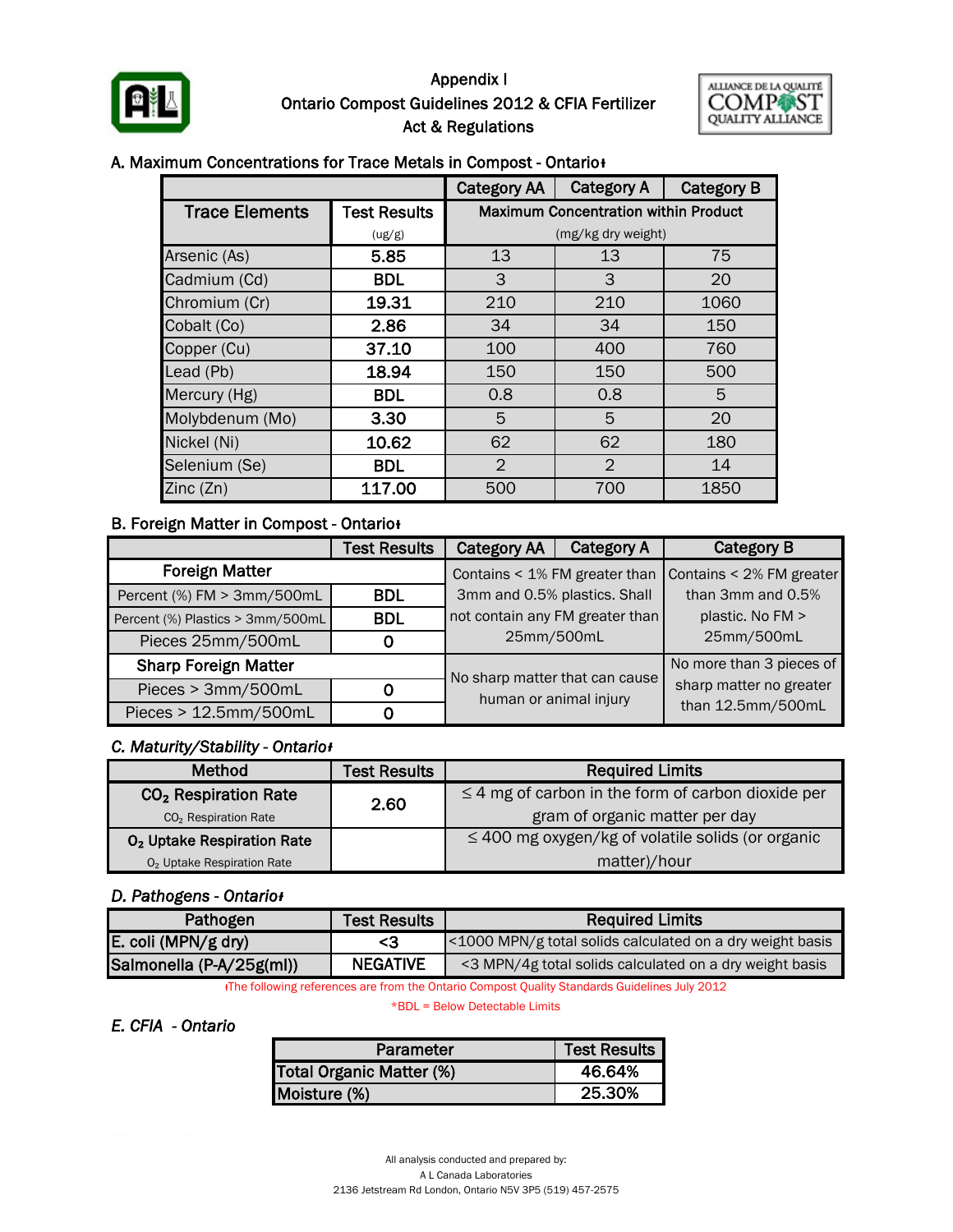# Appendix I
## Ontario Compost Guidelines 2012 & CFIA Fertilizer Act & Regulations

### A. Maximum Concentrations for Trace Metals in Compost - Ontario ƚ

| Trace Elements | Test Results (ug/g) | Category AA | Category A | Category B |
|---|---|---|---|---|
| | | Maximum Concentration within Product (mg/kg dry weight) | | |
| Arsenic (As) | 5.85 | 13 | 13 | 75 |
| Cadmium (Cd) | BDL | 3 | 3 | 20 |
| Chromium (Cr) | 19.31 | 210 | 210 | 1060 |
| Cobalt (Co) | 2.86 | 34 | 34 | 150 |
| Copper (Cu) | 37.10 | 100 | 400 | 760 |
| Lead (Pb) | 18.94 | 150 | 150 | 500 |
| Mercury (Hg) | BDL | 0.8 | 0.8 | 5 |
| Molybdenum (Mo) | 3.30 | 5 | 5 | 20 |
| Nickel (Ni) | 10.62 | 62 | 62 | 180 |
| Selenium (Se) | BDL | 2 | 2 | 14 |
| Zinc (Zn) | 117.00 | 500 | 700 | 1850 |

### B. Foreign Matter in Compost - Ontario ƚ

| | Test Results | Category AA | Category A | Category B |
|---|---|---|---|---|
| **Foreign Matter** | | Contains < 1% FM greater than 3mm and 0.5% plastics. Shall not contain any FM greater than 25mm/500mL | | Contains < 2% FM greater than 3mm and 0.5% plastic. No FM > 25mm/500mL |
| Percent (%) FM > 3mm/500mL | BDL | | | |
| Percent (%) Plastics > 3mm/500mL | BDL | | | |
| Pieces 25mm/500mL | 0 | | | |
| **Sharp Foreign Matter** | | No sharp matter that can cause human or animal injury | | No more than 3 pieces of sharp matter no greater than 12.5mm/500mL |
| Pieces > 3mm/500mL | 0 | | | |
| Pieces > 12.5mm/500mL | 0 | | | |

### *C. Maturity/Stability - Ontario ƚ*

| Method | Test Results | Required Limits |
|---|---|---|
| **$CO_2$ Respiration Rate** ($CO_2$ Respiration Rate) | 2.60 | ≤ 4 mg of carbon in the form of carbon dioxide per gram of organic matter per day |
| **$O_2$ Uptake Respiration Rate** ($O_2$ Uptake Respiration Rate) | | ≤ 400 mg oxygen/kg of volatile solids (or organic matter)/hour |

### *D. Pathogens - Ontario ƚ*

| Pathogen | Test Results | Required Limits |
|---|---|---|
| E. coli (MPN/g dry) | <3 | <1000 MPN/g total solids calculated on a dry weight basis |
| Salmonella (P-A/25g(ml)) | NEGATIVE | <3 MPN/4g total solids calculated on a dry weight basis |

ƚThe following references are from the Ontario Compost Quality Standards Guidelines July 2012

*BDL = Below Detectable Limits

### *E. CFIA - Ontario*

| Parameter | Test Results |
|---|---|
| Total Organic Matter (%) | 46.64% |
| Moisture (%) | 25.30% |

All analysis conducted and prepared by:
A L Canada Laboratories
2136 Jetstream Rd London, Ontario N5V 3P5 (519) 457-2575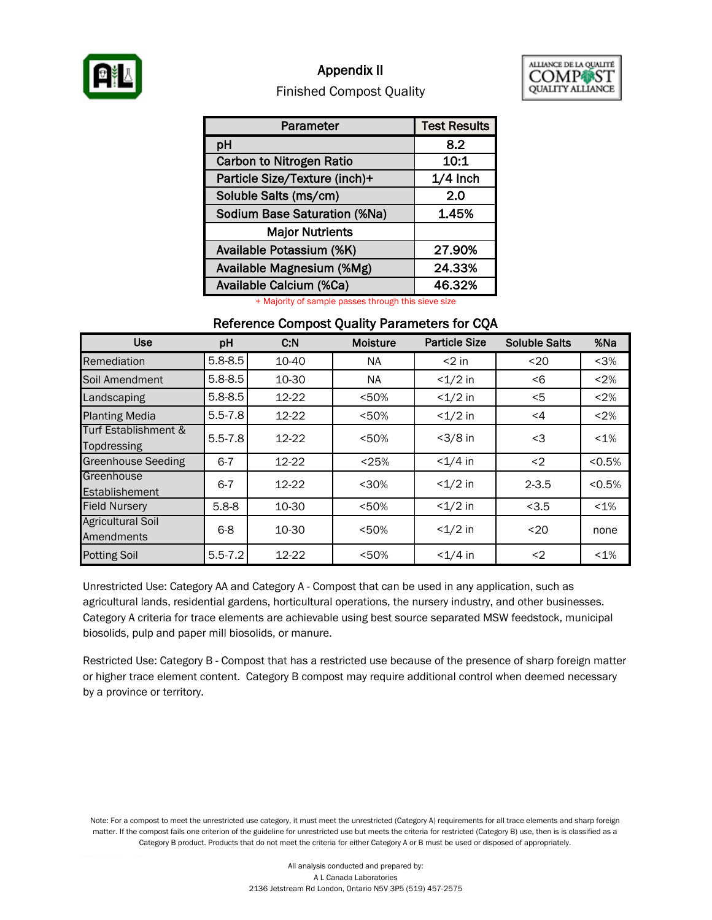# Appendix II

Finished Compost Quality

| Parameter | Test Results |
|---|---|
| pH | 8.2 |
| Carbon to Nitrogen Ratio | 10:1 |
| Particle Size/Texture (inch)+ | 1/4 Inch |
| Soluble Salts (ms/cm) | 2.0 |
| Sodium Base Saturation (%Na) | 1.45% |
| **Major Nutrients** | |
| Available Potassium (%K) | 27.90% |
| Available Magnesium (%Mg) | 24.33% |
| Available Calcium (%Ca) | 46.32% |

+ Majority of sample passes through this sieve size

## Reference Compost Quality Parameters for CQA

| Use | pH | C:N | Moisture | Particle Size | Soluble Salts | %Na |
|---|---|---|---|---|---|---|
| Remediation | 5.8-8.5 | 10-40 | NA | <2 in | <20 | <3% |
| Soil Amendment | 5.8-8.5 | 10-30 | NA | <1/2 in | <6 | <2% |
| Landscaping | 5.8-8.5 | 12-22 | <50% | <1/2 in | <5 | <2% |
| Planting Media | 5.5-7.8 | 12-22 | <50% | <1/2 in | <4 | <2% |
| Turf Establishment & Topdressing | 5.5-7.8 | 12-22 | <50% | <3/8 in | <3 | <1% |
| Greenhouse Seeding | 6-7 | 12-22 | <25% | <1/4 in | <2 | <0.5% |
| Greenhouse Establishement | 6-7 | 12-22 | <30% | <1/2 in | 2-3.5 | <0.5% |
| Field Nursery | 5.8-8 | 10-30 | <50% | <1/2 in | <3.5 | <1% |
| Agricultural Soil Amendments | 6-8 | 10-30 | <50% | <1/2 in | <20 | none |
| Potting Soil | 5.5-7.2 | 12-22 | <50% | <1/4 in | <2 | <1% |

Unrestricted Use: Category AA and Category A - Compost that can be used in any application, such as agricultural lands, residential gardens, horticultural operations, the nursery industry, and other businesses. Category A criteria for trace elements are achievable using best source separated MSW feedstock, municipal biosolids, pulp and paper mill biosolids, or manure.

Restricted Use: Category B - Compost that has a restricted use because of the presence of sharp foreign matter or higher trace element content. Category B compost may require additional control when deemed necessary by a province or territory.

Note: For a compost to meet the unrestricted use category, it must meet the unrestricted (Category A) requirements for all trace elements and sharp foreign matter. If the compost fails one criterion of the guideline for unrestricted use but meets the criteria for restricted (Category B) use, then is is classified as a Category B product. Products that do not meet the criteria for either Category A or B must be used or disposed of appropriately.

All analysis conducted and prepared by:
A L Canada Laboratories
2136 Jetstream Rd London, Ontario N5V 3P5 (519) 457-2575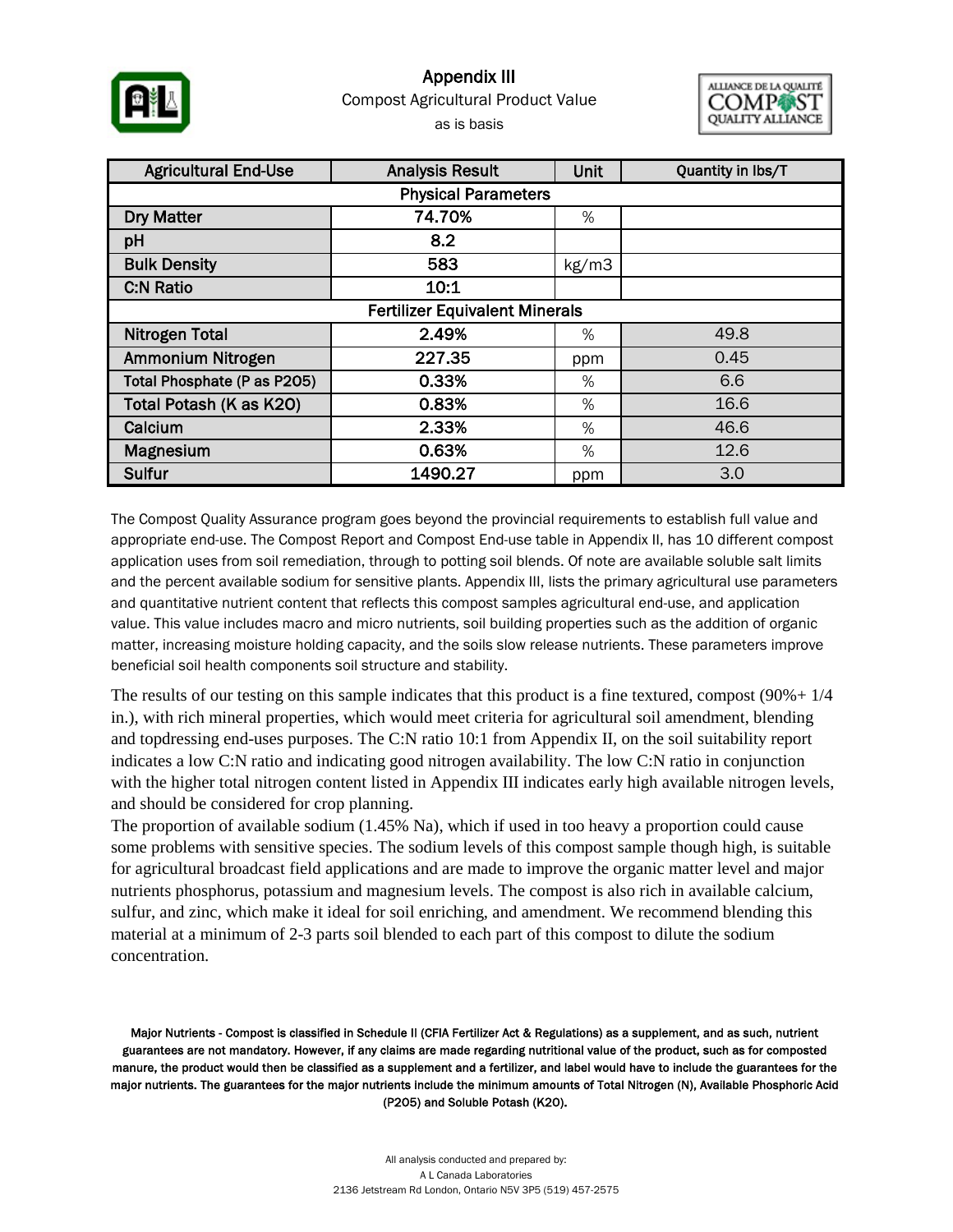# Appendix III

Compost Agricultural Product Value

as is basis

| Agricultural End-Use | Analysis Result | Unit | Quantity in lbs/T |
|---|---|---|---|
| **Physical Parameters** | | | |
| Dry Matter | 74.70% | % | |
| pH | 8.2 | | |
| Bulk Density | 583 | kg/m3 | |
| C:N Ratio | 10:1 | | |
| **Fertilizer Equivalent Minerals** | | | |
| Nitrogen Total | 2.49% | % | 49.8 |
| Ammonium Nitrogen | 227.35 | ppm | 0.45 |
| Total Phosphate (P as P2O5) | 0.33% | % | 6.6 |
| Total Potash (K as K2O) | 0.83% | % | 16.6 |
| Calcium | 2.33% | % | 46.6 |
| Magnesium | 0.63% | % | 12.6 |
| Sulfur | 1490.27 | ppm | 3.0 |

The Compost Quality Assurance program goes beyond the provincial requirements to establish full value and appropriate end-use. The Compost Report and Compost End-use table in Appendix II, has 10 different compost application uses from soil remediation, through to potting soil blends. Of note are available soluble salt limits and the percent available sodium for sensitive plants. Appendix III, lists the primary agricultural use parameters and quantitative nutrient content that reflects this compost samples agricultural end-use, and application value. This value includes macro and micro nutrients, soil building properties such as the addition of organic matter, increasing moisture holding capacity, and the soils slow release nutrients. These parameters improve beneficial soil health components soil structure and stability.

The results of our testing on this sample indicates that this product is a fine textured, compost (90%+ 1/4 in.), with rich mineral properties, which would meet criteria for agricultural soil amendment, blending and topdressing end-uses purposes. The C:N ratio 10:1 from Appendix II, on the soil suitability report indicates a low C:N ratio and indicating good nitrogen availability. The low C:N ratio in conjunction with the higher total nitrogen content listed in Appendix III indicates early high available nitrogen levels, and should be considered for crop planning.

The proportion of available sodium (1.45% Na), which if used in too heavy a proportion could cause some problems with sensitive species. The sodium levels of this compost sample though high, is suitable for agricultural broadcast field applications and are made to improve the organic matter level and major nutrients phosphorus, potassium and magnesium levels. The compost is also rich in available calcium, sulfur, and zinc, which make it ideal for soil enriching, and amendment. We recommend blending this material at a minimum of 2-3 parts soil blended to each part of this compost to dilute the sodium concentration.

**Major Nutrients - Compost is classified in Schedule II (CFIA Fertilizer Act & Regulations) as a supplement, and as such, nutrient guarantees are not mandatory. However, if any claims are made regarding nutritional value of the product, such as for composted manure, the product would then be classified as a supplement and a fertilizer, and label would have to include the guarantees for the major nutrients. The guarantees for the major nutrients include the minimum amounts of Total Nitrogen (N), Available Phosphoric Acid (P2O5) and Soluble Potash (K2O).**

All analysis conducted and prepared by:
A L Canada Laboratories
2136 Jetstream Rd London, Ontario N5V 3P5 (519) 457-2575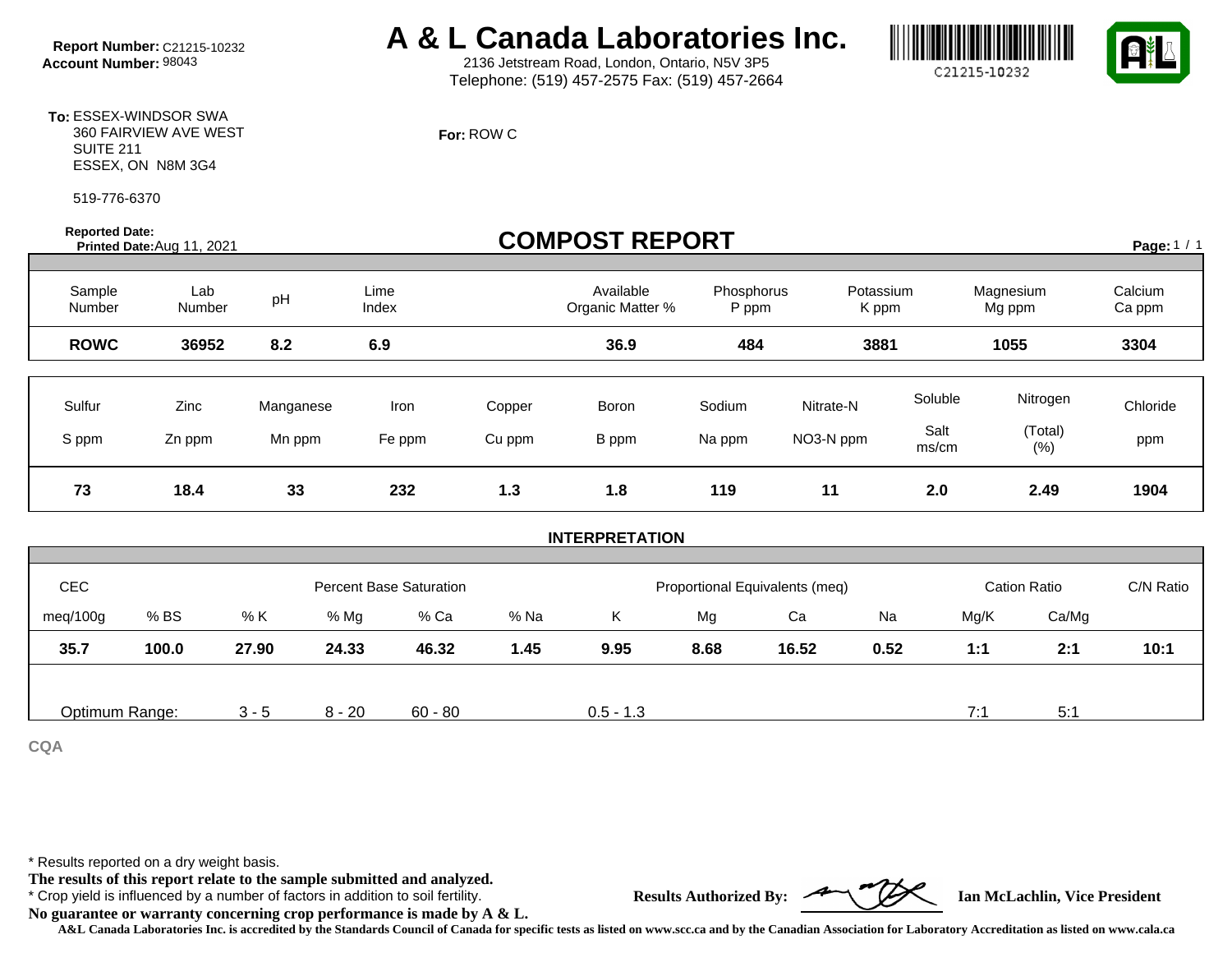**Report Number:** C21215-10232
**Account Number:** 98043

# A & L Canada Laboratories Inc.

2136 Jetstream Road, London, Ontario, N5V 3P5
Telephone: (519) 457-2575 Fax: (519) 457-2664

C21215-10232

**To:** ESSEX-WINDSOR SWA
360 FAIRVIEW AVE WEST
SUITE 211
ESSEX, ON N8M 3G4

519-776-6370

**For:** ROW C

**Reported Date:**
**Printed Date:** Aug 11, 2021

## COMPOST REPORT

| Sample Number | Lab Number | pH | Lime Index | Available Organic Matter % | Phosphorus P ppm | Potassium K ppm | Magnesium Mg ppm | Calcium Ca ppm |
|---|---|---|---|---|---|---|---|---|
| **ROWC** | **36952** | **8.2** | **6.9** | **36.9** | **484** | **3881** | **1055** | **3304** |

| Sulfur S ppm | Zinc Zn ppm | Manganese Mn ppm | Iron Fe ppm | Copper Cu ppm | Boron B ppm | Sodium Na ppm | Nitrate-N NO3-N ppm | Soluble Salt ms/cm | Nitrogen (Total) (%) | Chloride ppm |
|---|---|---|---|---|---|---|---|---|---|---|
| **73** | **18.4** | **33** | **232** | **1.3** | **1.8** | **119** | **11** | **2.0** | **2.49** | **1904** |

### INTERPRETATION

| CEC | | Percent Base Saturation | | | | Proportional Equivalents (meq) | | | | Cation Ratio | | C/N Ratio |
|---|---|---|---|---|---|---|---|---|---|---|---|---|
| meq/100g | % BS | % K | % Mg | % Ca | % Na | K | Mg | Ca | Na | Mg/K | Ca/Mg | |
| **35.7** | **100.0** | **27.90** | **24.33** | **46.32** | **1.45** | **9.95** | **8.68** | **16.52** | **0.52** | **1:1** | **2:1** | **10:1** |
| Optimum Range: | | 3 - 5 | 8 - 20 | 60 - 80 | | 0.5 - 1.3 | | | | 7:1 | 5:1 | |

**CQA**

* Results reported on a dry weight basis.
**The results of this report relate to the sample submitted and analyzed.**
* Crop yield is influenced by a number of factors in addition to soil fertility.
**No guarantee or warranty concerning crop performance is made by A & L.**

**Results Authorized By:** **Ian McLachlin, Vice President**

**A&L Canada Laboratories Inc. is accredited by the Standards Council of Canada for specific tests as listed on www.scc.ca and by the Canadian Association for Laboratory Accreditation as listed on www.cala.ca**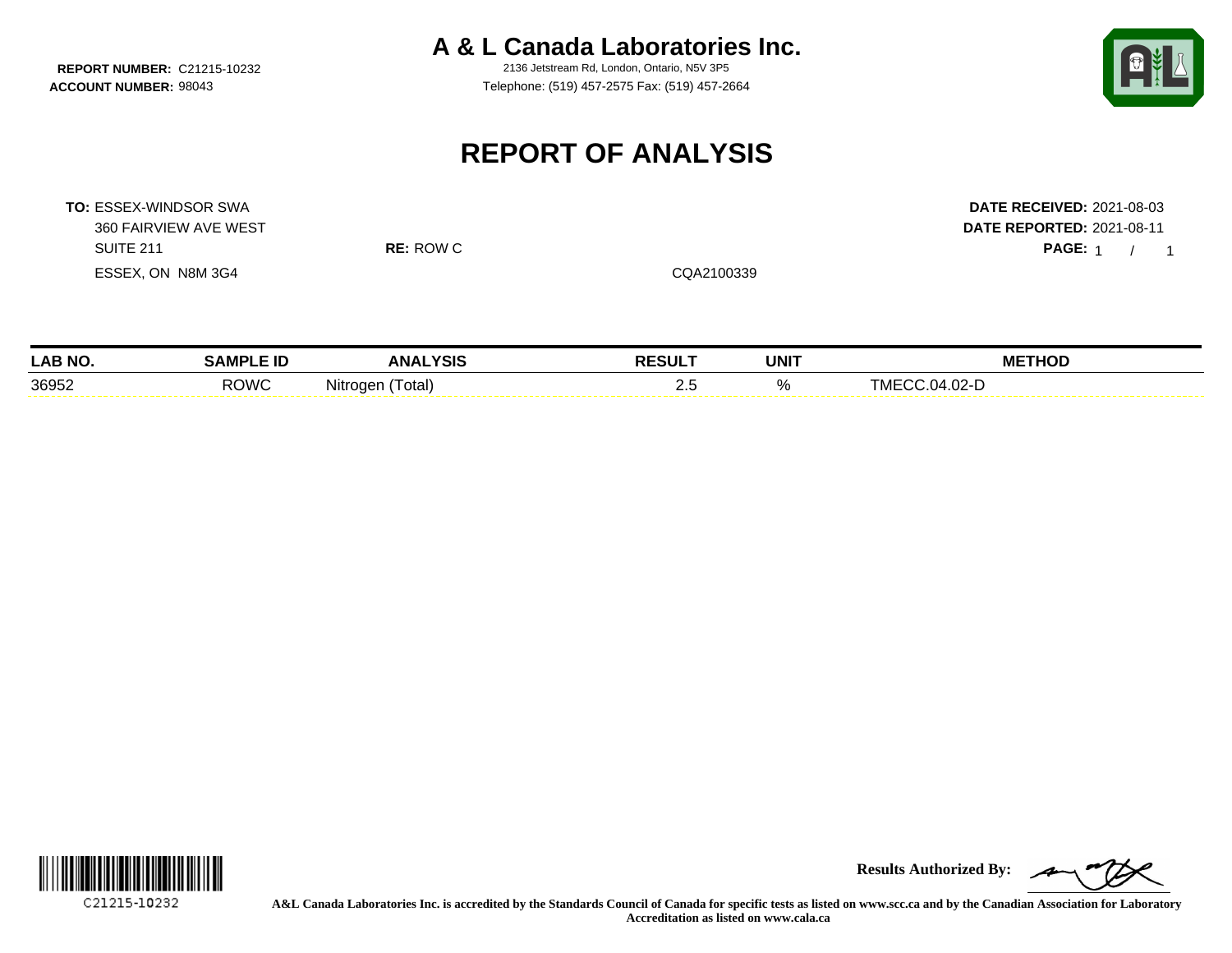**REPORT NUMBER:** C21215-10232
**ACCOUNT NUMBER:** 98043

# A & L Canada Laboratories Inc.

2136 Jetstream Rd, London, Ontario, N5V 3P5
Telephone: (519) 457-2575 Fax: (519) 457-2664

## REPORT OF ANALYSIS

**TO:** ESSEX-WINDSOR SWA
360 FAIRVIEW AVE WEST
SUITE 211
ESSEX, ON N8M 3G4

**RE:** ROW C

CQA2100339

**DATE RECEIVED:** 2021-08-03
**DATE REPORTED:** 2021-08-11

| LAB NO. | SAMPLE ID | ANALYSIS | RESULT | UNIT | METHOD |
|---|---|---|---|---|---|
| 36952 | ROWC | Nitrogen (Total) | 2.5 | % | TMECC.04.02-D |

C21215-10232

**Results Authorized By:**

**A&L Canada Laboratories Inc. is accredited by the Standards Council of Canada for specific tests as listed on www.scc.ca and by the Canadian Association for Laboratory Accreditation as listed on www.cala.ca**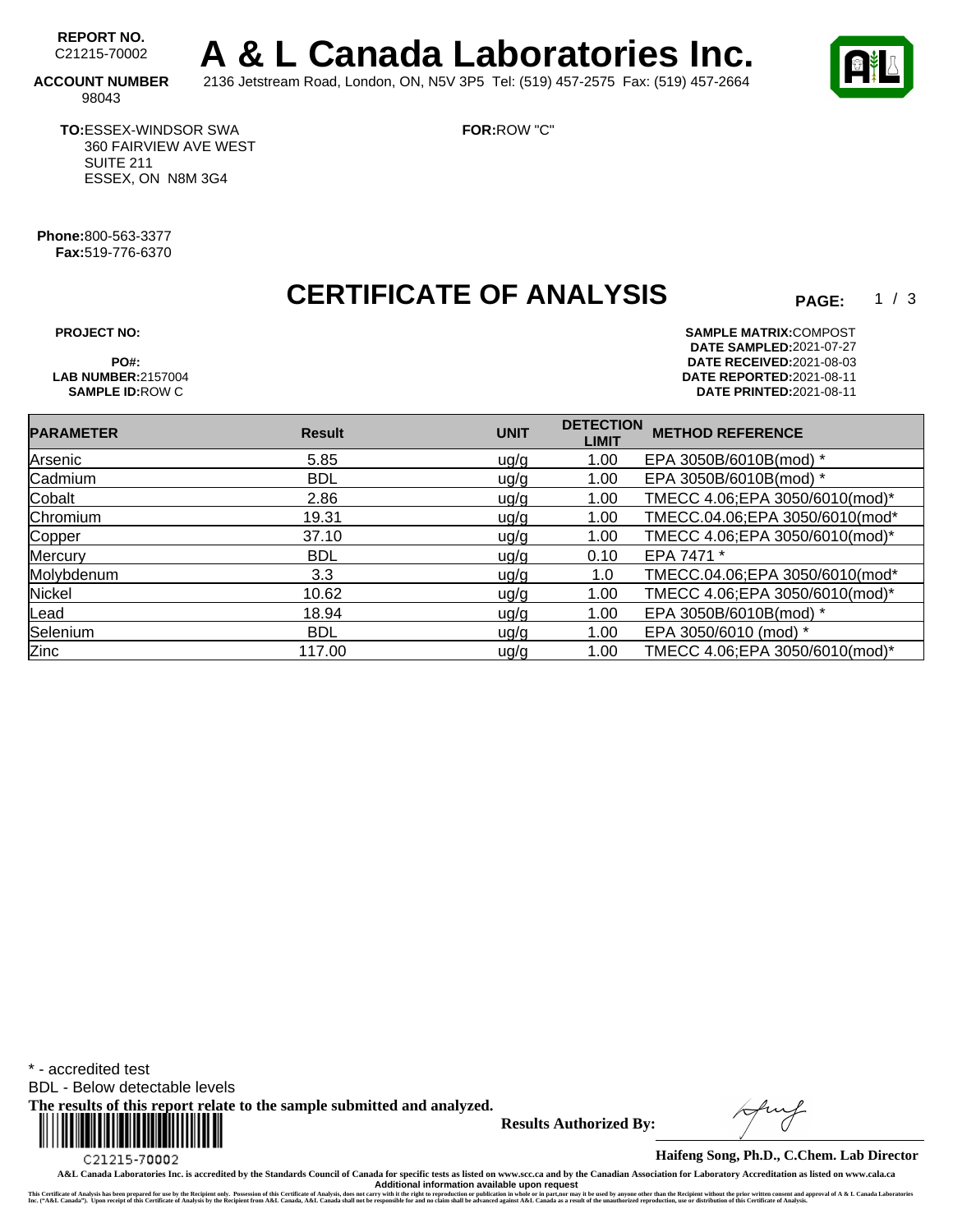**REPORT NO.**
C21215-70002

**ACCOUNT NUMBER**
98043

# A & L Canada Laboratories Inc.

2136 Jetstream Road, London, ON, N5V 3P5 Tel: (519) 457-2575 Fax: (519) 457-2664

**TO:** ESSEX-WINDSOR SWA
360 FAIRVIEW AVE WEST
SUITE 211
ESSEX, ON N8M 3G4

**FOR:** ROW "C"

**Phone:** 800-563-3377
**Fax:** 519-776-6370

## CERTIFICATE OF ANALYSIS

**PROJECT NO:**
**PO#:**
**LAB NUMBER:** 2157004
**SAMPLE ID:** ROW C

**SAMPLE MATRIX:** COMPOST
**DATE SAMPLED:** 2021-07-27
**DATE RECEIVED:** 2021-08-03
**DATE REPORTED:** 2021-08-11
**DATE PRINTED:** 2021-08-11

| PARAMETER | Result | UNIT | DETECTION LIMIT | METHOD REFERENCE |
|---|---|---|---|---|
| Arsenic | 5.85 | ug/g | 1.00 | EPA 3050B/6010B(mod) * |
| Cadmium | BDL | ug/g | 1.00 | EPA 3050B/6010B(mod) * |
| Cobalt | 2.86 | ug/g | 1.00 | TMECC 4.06;EPA 3050/6010(mod)* |
| Chromium | 19.31 | ug/g | 1.00 | TMECC.04.06;EPA 3050/6010(mod* |
| Copper | 37.10 | ug/g | 1.00 | TMECC 4.06;EPA 3050/6010(mod)* |
| Mercury | BDL | ug/g | 0.10 | EPA 7471 * |
| Molybdenum | 3.3 | ug/g | 1.0 | TMECC.04.06;EPA 3050/6010(mod* |
| Nickel | 10.62 | ug/g | 1.00 | TMECC 4.06;EPA 3050/6010(mod)* |
| Lead | 18.94 | ug/g | 1.00 | EPA 3050B/6010B(mod) * |
| Selenium | BDL | ug/g | 1.00 | EPA 3050/6010 (mod) * |
| Zinc | 117.00 | ug/g | 1.00 | TMECC 4.06;EPA 3050/6010(mod)* |

\* - accredited test
BDL - Below detectable levels

**The results of this report relate to the sample submitted and analyzed.**

C21215-70002

**Results Authorized By:**

**Haifeng Song, Ph.D., C.Chem. Lab Director**

A&L Canada Laboratories Inc. is accredited by the Standards Council of Canada for specific tests as listed on www.scc.ca and by the Canadian Association for Laboratory Accreditation as listed on www.cala.ca

Additional information available upon request

This Certificate of Analysis has been prepared for use by the Recipient only. Possession of this Certificate of Analysis, does not carry with it the right to reproduction or publication in whole or in part,nor may it be used by anyone other than the Recipient without the prior written consent and approval of A & L Canada Laboratories Inc. ("A&L Canada"). Upon receipt of this Certificate of Analysis by the Recipient from A&L Canada, A&L Canada shall not be responsible for and no claim shall be advanced against A&L Canada as a result of the unauthorized reproduction, use or distribution of this Certificate of Analysis.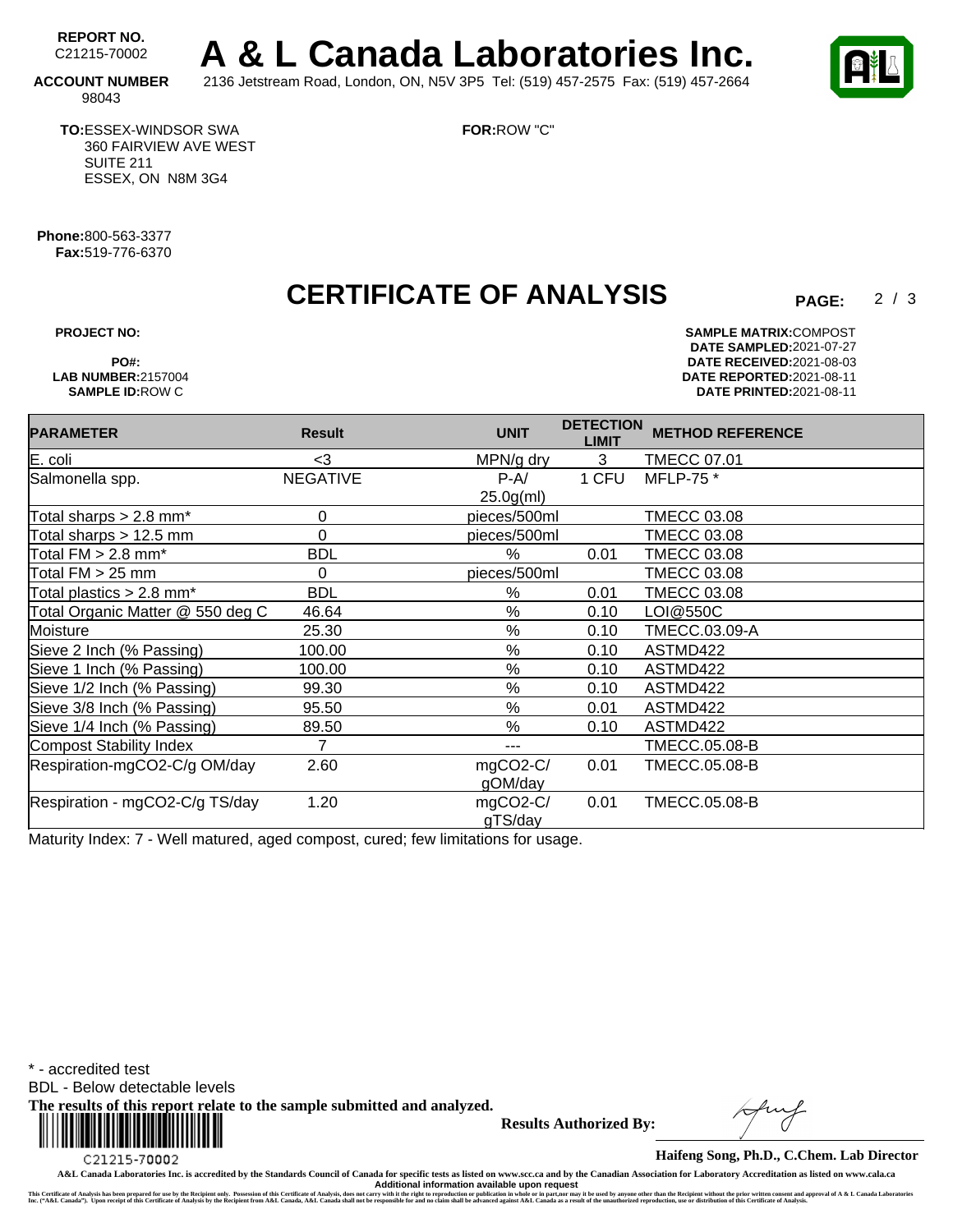**REPORT NO.** C21215-70002

# A & L Canada Laboratories Inc.

**ACCOUNT NUMBER** 98043

2136 Jetstream Road, London, ON, N5V 3P5 Tel: (519) 457-2575 Fax: (519) 457-2664

**TO:** ESSEX-WINDSOR SWA
360 FAIRVIEW AVE WEST
SUITE 211
ESSEX, ON N8M 3G4

**FOR:** ROW "C"

**Phone:** 800-563-3377
**Fax:** 519-776-6370

## CERTIFICATE OF ANALYSIS

**PROJECT NO:**
**PO#:**
**LAB NUMBER:** 2157004
**SAMPLE ID:** ROW C

**SAMPLE MATRIX:** COMPOST
**DATE SAMPLED:** 2021-07-27
**DATE RECEIVED:** 2021-08-03
**DATE REPORTED:** 2021-08-11
**DATE PRINTED:** 2021-08-11

| PARAMETER | Result | UNIT | DETECTION LIMIT | METHOD REFERENCE |
|---|---|---|---|---|
| E. coli | <3 | MPN/g dry | 3 | TMECC 07.01 |
| Salmonella spp. | NEGATIVE | P-A/ 25.0g(ml) | 1 CFU | MFLP-75 * |
| Total sharps > 2.8 mm* | 0 | pieces/500ml | | TMECC 03.08 |
| Total sharps > 12.5 mm | 0 | pieces/500ml | | TMECC 03.08 |
| Total FM > 2.8 mm* | BDL | % | 0.01 | TMECC 03.08 |
| Total FM > 25 mm | 0 | pieces/500ml | | TMECC 03.08 |
| Total plastics > 2.8 mm* | BDL | % | 0.01 | TMECC 03.08 |
| Total Organic Matter @ 550 deg C | 46.64 | % | 0.10 | LOI@550C |
| Moisture | 25.30 | % | 0.10 | TMECC.03.09-A |
| Sieve 2 Inch (% Passing) | 100.00 | % | 0.10 | ASTMD422 |
| Sieve 1 Inch (% Passing) | 100.00 | % | 0.10 | ASTMD422 |
| Sieve 1/2 Inch (% Passing) | 99.30 | % | 0.10 | ASTMD422 |
| Sieve 3/8 Inch (% Passing) | 95.50 | % | 0.01 | ASTMD422 |
| Sieve 1/4 Inch (% Passing) | 89.50 | % | 0.10 | ASTMD422 |
| Compost Stability Index | 7 | --- | | TMECC.05.08-B |
| Respiration-mgCO2-C/g OM/day | 2.60 | mgCO2-C/ gOM/day | 0.01 | TMECC.05.08-B |
| Respiration - mgCO2-C/g TS/day | 1.20 | mgCO2-C/ gTS/day | 0.01 | TMECC.05.08-B |

Maturity Index: 7 - Well matured, aged compost, cured; few limitations for usage.

\* - accredited test
BDL - Below detectable levels
**The results of this report relate to the sample submitted and analyzed.**

C21215-70002

**Results Authorized By:**

**Haifeng Song, Ph.D., C.Chem. Lab Director**

A&L Canada Laboratories Inc. is accredited by the Standards Council of Canada for specific tests as listed on www.scc.ca and by the Canadian Association for Laboratory Accreditation as listed on www.cala.ca
**Additional information available upon request**

This Certificate of Analysis has been prepared for use by the Recipient only. Possession of this Certificate of Analysis, does not carry with it the right to reproduction or publication in whole or in part,nor may it be used by anyone other than the Recipient without the prior written consent and approval of A & L Canada Laboratories Inc. ("A&L Canada"). Upon receipt of this Certificate of Analysis by the Recipient from A&L Canada, A&L Canada shall not be responsible for and no claim shall be advanced against A&L Canada as a result of the unauthorized reproduction, use or distribution of this Certificate of Analysis.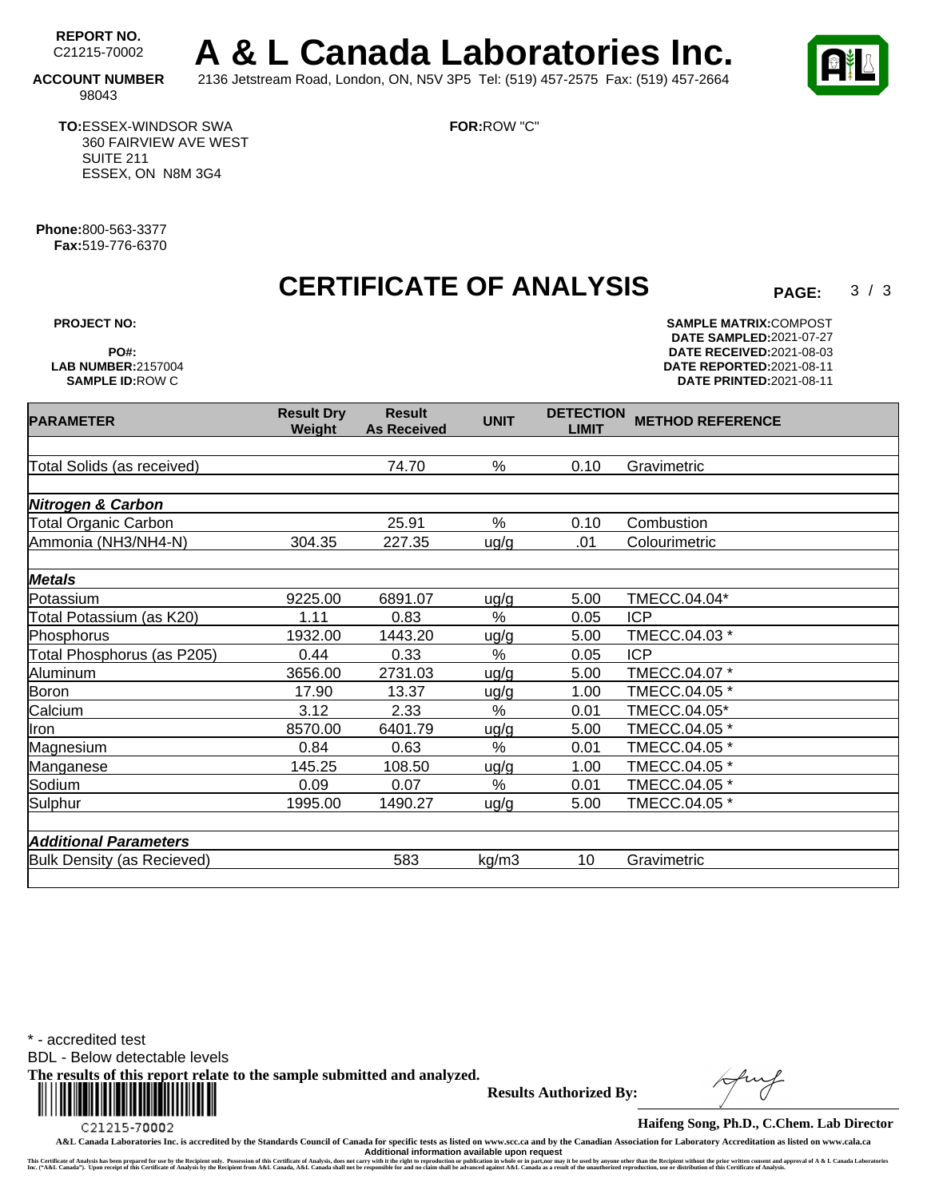REPORT NO.
C21215-70002

ACCOUNT NUMBER
98043

# A & L Canada Laboratories Inc.

2136 Jetstream Road, London, ON, N5V 3P5 Tel: (519) 457-2575 Fax: (519) 457-2664

**TO:** ESSEX-WINDSOR SWA
360 FAIRVIEW AVE WEST
SUITE 211
ESSEX, ON N8M 3G4

**FOR:** ROW "C"

**Phone:** 800-563-3377
**Fax:** 519-776-6370

# CERTIFICATE OF ANALYSIS

**PROJECT NO:**

**PO#:**
**LAB NUMBER:** 2157004
**SAMPLE ID:** ROW C

**SAMPLE MATRIX:** COMPOST
**DATE SAMPLED:** 2021-07-27
**DATE RECEIVED:** 2021-08-03
**DATE REPORTED:** 2021-08-11
**DATE PRINTED:** 2021-08-11

| PARAMETER | Result Dry Weight | Result As Received | UNIT | DETECTION LIMIT | METHOD REFERENCE |
|---|---|---|---|---|---|
| Total Solids (as received) | | 74.70 | % | 0.10 | Gravimetric |
| ***Nitrogen & Carbon*** | | | | | |
| Total Organic Carbon | | 25.91 | % | 0.10 | Combustion |
| Ammonia (NH3/NH4-N) | 304.35 | 227.35 | ug/g | .01 | Colourimetric |
| ***Metals*** | | | | | |
| Potassium | 9225.00 | 6891.07 | ug/g | 5.00 | TMECC.04.04* |
| Total Potassium (as K20) | 1.11 | 0.83 | % | 0.05 | ICP |
| Phosphorus | 1932.00 | 1443.20 | ug/g | 5.00 | TMECC.04.03 * |
| Total Phosphorus (as P205) | 0.44 | 0.33 | % | 0.05 | ICP |
| Aluminum | 3656.00 | 2731.03 | ug/g | 5.00 | TMECC.04.07 * |
| Boron | 17.90 | 13.37 | ug/g | 1.00 | TMECC.04.05 * |
| Calcium | 3.12 | 2.33 | % | 0.01 | TMECC.04.05* |
| Iron | 8570.00 | 6401.79 | ug/g | 5.00 | TMECC.04.05 * |
| Magnesium | 0.84 | 0.63 | % | 0.01 | TMECC.04.05 * |
| Manganese | 145.25 | 108.50 | ug/g | 1.00 | TMECC.04.05 * |
| Sodium | 0.09 | 0.07 | % | 0.01 | TMECC.04.05 * |
| Sulphur | 1995.00 | 1490.27 | ug/g | 5.00 | TMECC.04.05 * |
| ***Additional Parameters*** | | | | | |
| Bulk Density (as Recieved) | | 583 | kg/m3 | 10 | Gravimetric |

\* - accredited test
BDL - Below detectable levels
**The results of this report relate to the sample submitted and analyzed.**

**Results Authorized By:**

C21215-70002

**Haifeng Song, Ph.D., C.Chem. Lab Director**

**A&L Canada Laboratories Inc. is accredited by the Standards Council of Canada for specific tests as listed on www.scc.ca and by the Canadian Association for Laboratory Accreditation as listed on www.cala.ca**
**Additional information available upon request**

This Certificate of Analysis has been prepared for use by the Recipient only. Possession of this Certificate of Analysis, does not carry with it the right to reproduction or publication in whole or in part,nor may it be used by anyone other than the Recipient without the prior written consent and approval of A & L Canada Laboratories Inc. ("A&L Canada"). Upon receipt of this Certificate of Analysis by the Recipient from A&L Canada, A&L Canada shall not be responsible for and no claim shall be advanced against A&L Canada as a result of the unauthorized reproduction, use or distribution of this Certificate of Analysis.